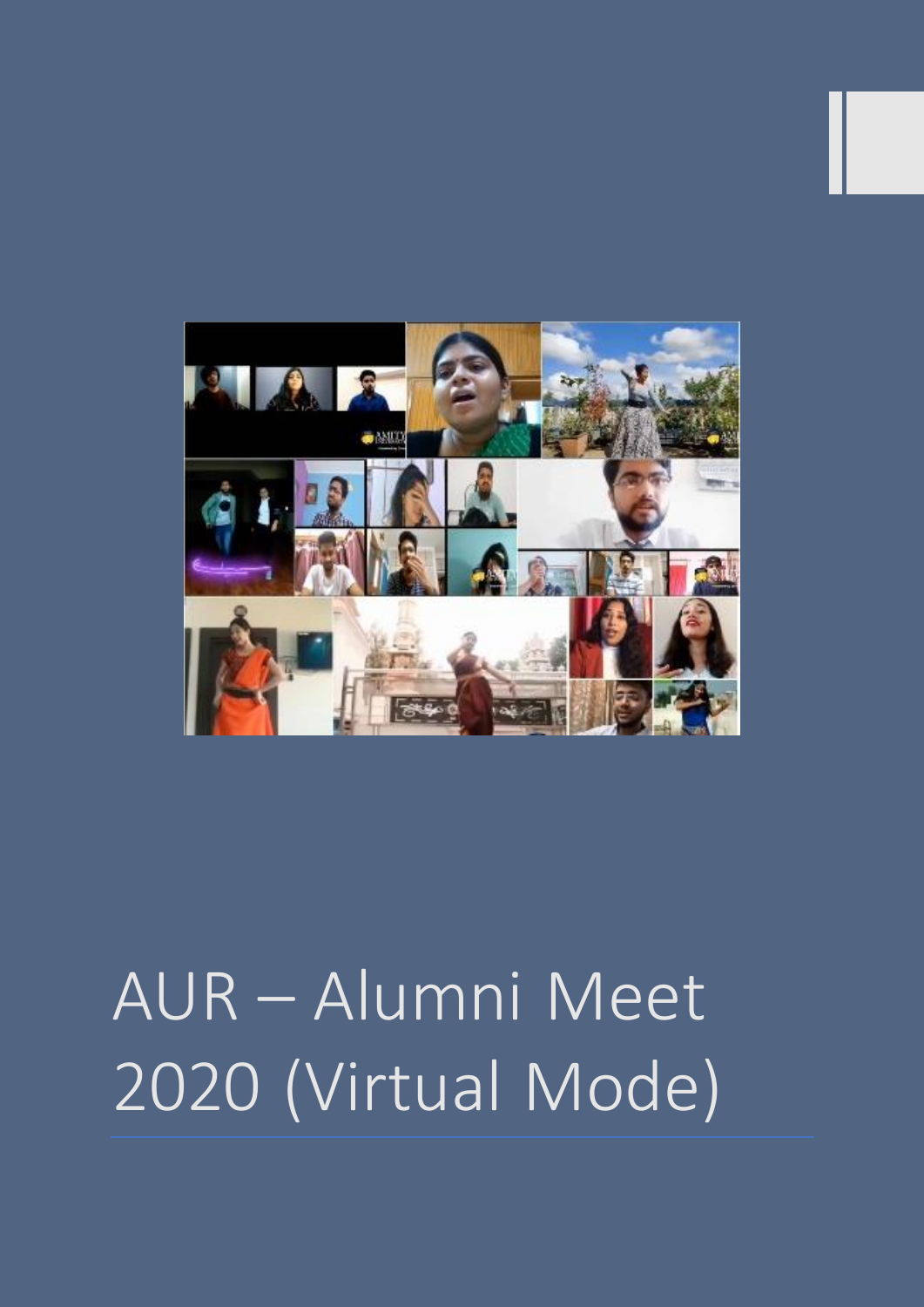# AUR – Alumni Meet 2020 (Virtual Mode)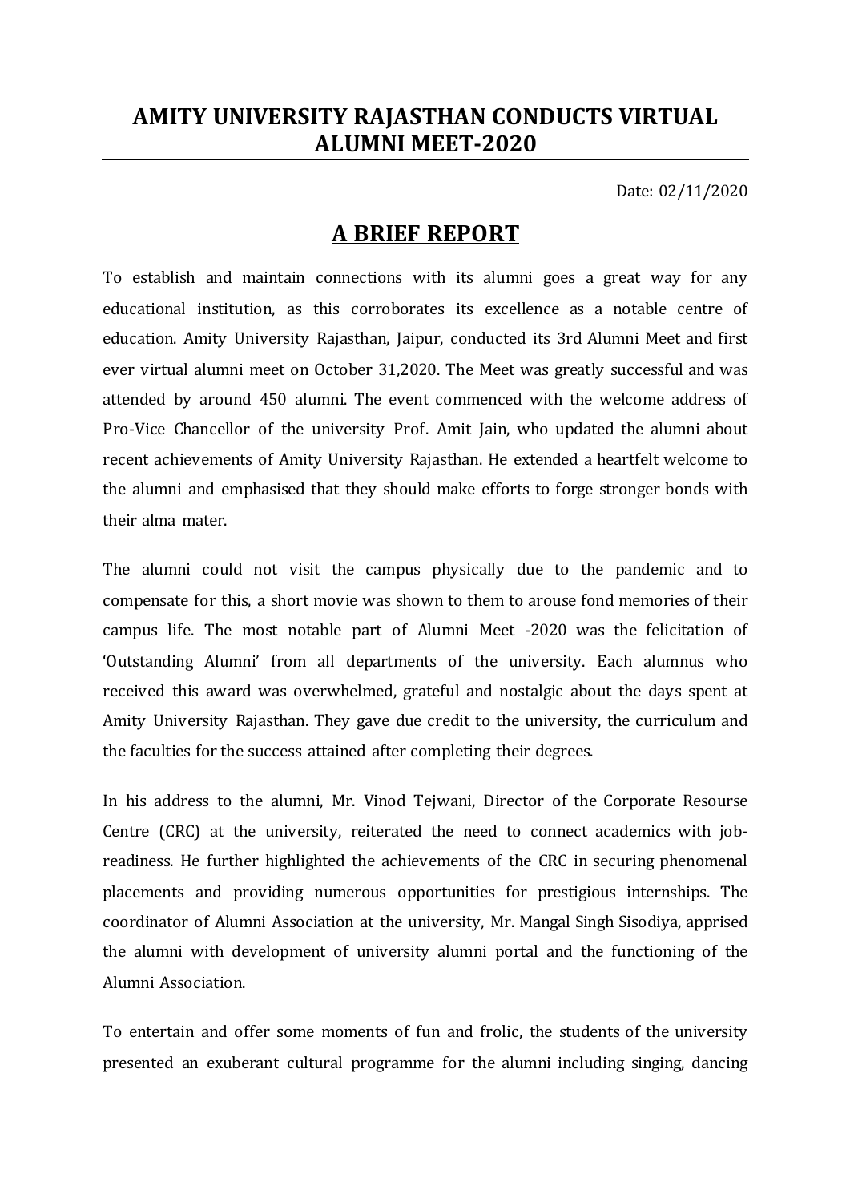# AMITY UNIVERSITY RAJASTHAN CONDUCTS VIRTUAL ALUMNI MEET-2020

Date: 02/11/2020

## A BRIEF REPORT

To establish and maintain connections with its alumni goes a great way for any educational institution, as this corroborates its excellence as a notable centre of education. Amity University Rajasthan, Jaipur, conducted its 3rd Alumni Meet and first ever virtual alumni meet on October 31,2020. The Meet was greatly successful and was attended by around 450 alumni. The event commenced with the welcome address of Pro-Vice Chancellor of the university Prof. Amit Jain, who updated the alumni about recent achievements of Amity University Rajasthan. He extended a heartfelt welcome to the alumni and emphasised that they should make efforts to forge stronger bonds with their alma mater.

The alumni could not visit the campus physically due to the pandemic and to compensate for this, a short movie was shown to them to arouse fond memories of their campus life. The most notable part of Alumni Meet -2020 was the felicitation of 'Outstanding Alumni' from all departments of the university. Each alumnus who received this award was overwhelmed, grateful and nostalgic about the days spent at Amity University Rajasthan. They gave due credit to the university, the curriculum and the faculties for the success attained after completing their degrees.

In his address to the alumni, Mr. Vinod Tejwani, Director of the Corporate Resourse Centre (CRC) at the university, reiterated the need to connect academics with job-readiness. He further highlighted the achievements of the CRC in securing phenomenal placements and providing numerous opportunities for prestigious internships. The coordinator of Alumni Association at the university, Mr. Mangal Singh Sisodiya, apprised the alumni with development of university alumni portal and the functioning of the Alumni Association.

To entertain and offer some moments of fun and frolic, the students of the university presented an exuberant cultural programme for the alumni including singing, dancing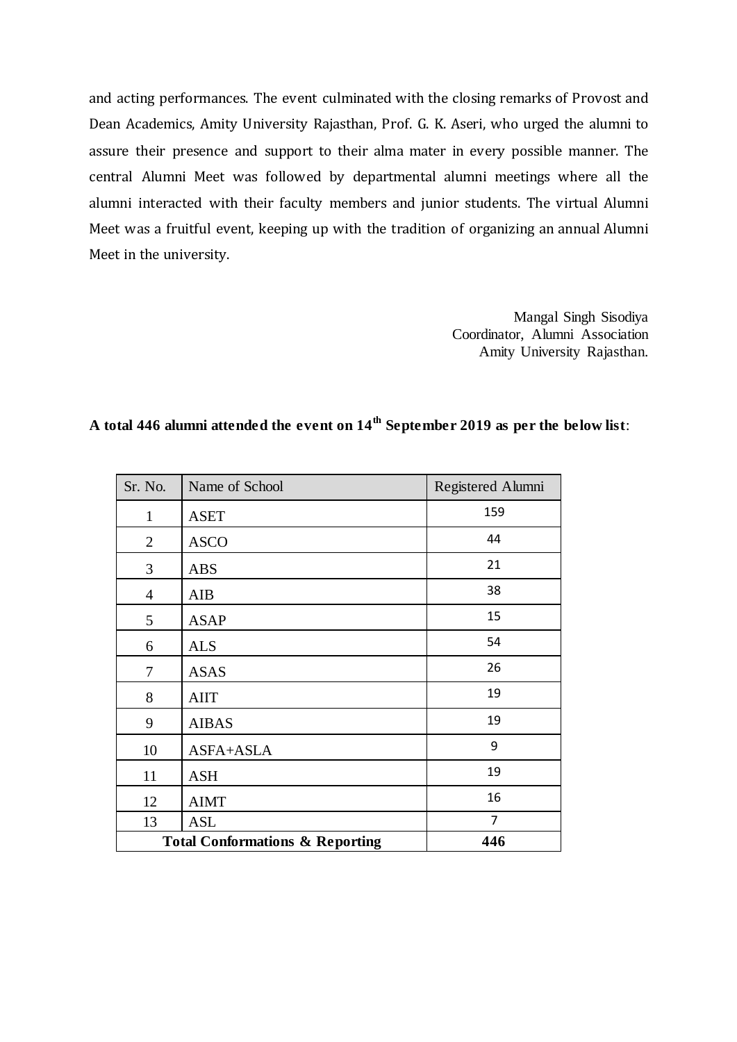and acting performances. The event culminated with the closing remarks of Provost and Dean Academics, Amity University Rajasthan, Prof. G. K. Aseri, who urged the alumni to assure their presence and support to their alma mater in every possible manner. The central Alumni Meet was followed by departmental alumni meetings where all the alumni interacted with their faculty members and junior students. The virtual Alumni Meet was a fruitful event, keeping up with the tradition of organizing an annual Alumni Meet in the university.

Mangal Singh Sisodiya
Coordinator, Alumni Association
Amity University Rajasthan.

**A total 446 alumni attended the event on 14th September 2019 as per the below list**:

| Sr. No. | Name of School | Registered Alumni |
|---|---|---|
| 1 | ASET | 159 |
| 2 | ASCO | 44 |
| 3 | ABS | 21 |
| 4 | AIB | 38 |
| 5 | ASAP | 15 |
| 6 | ALS | 54 |
| 7 | ASAS | 26 |
| 8 | AIIT | 19 |
| 9 | AIBAS | 19 |
| 10 | ASFA+ASLA | 9 |
| 11 | ASH | 19 |
| 12 | AIMT | 16 |
| 13 | ASL | 7 |
| **Total Conformations & Reporting** | | **446** |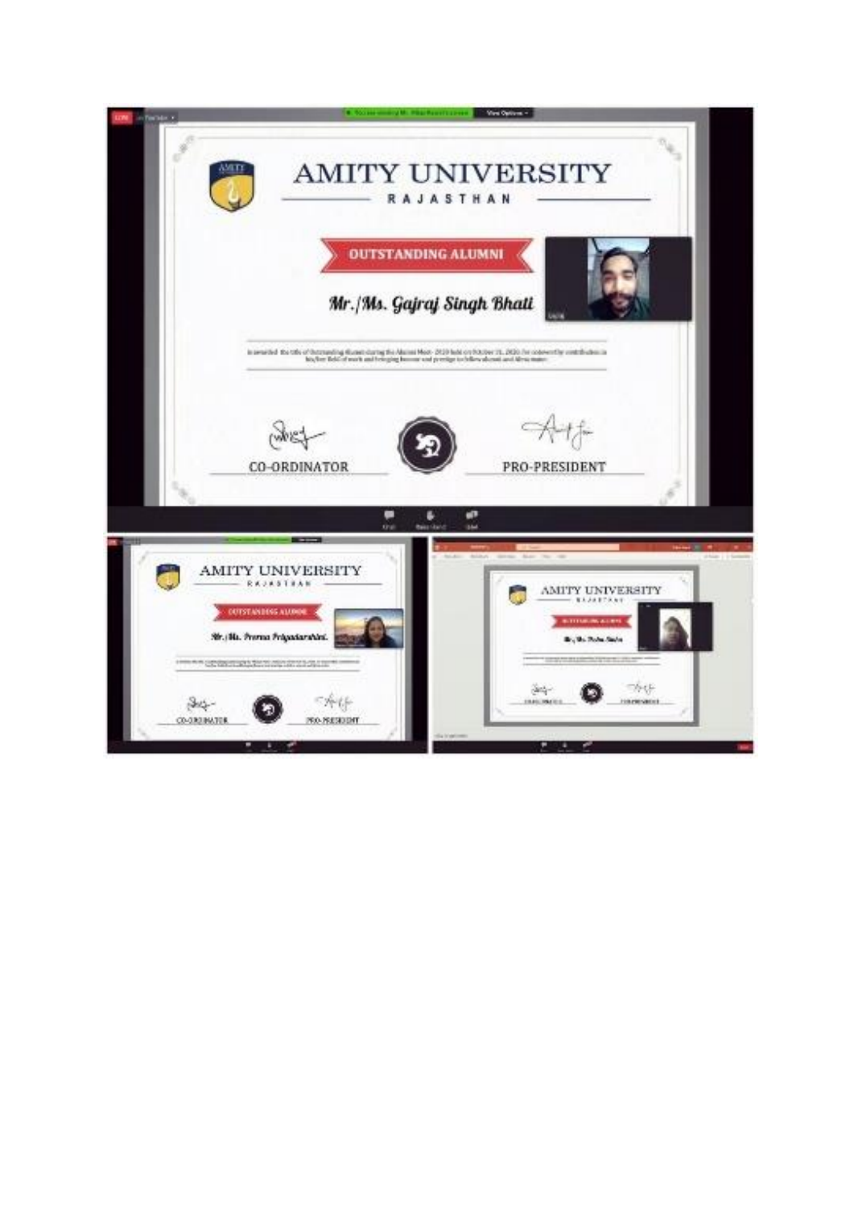# AMITY UNIVERSITY

RAJASTHAN

**OUTSTANDING ALUMNI**

*Mr./Ms. Gajraj Singh Bhati*

is awarded the title of Outstanding Alumni during the Alumni Meet- 2020 held on October 31, 2020 for noteworthy contribution in his/her field of work and bringing honour and prestige to fellow alumni and Alma mater.

CO-ORDINATOR | PRO-PRESIDENT

# AMITY UNIVERSITY

RAJASTHAN

**OUTSTANDING ALUMNI**

*Mr./Ms. Prerna Priyadarshini.*

CO-ORDINATOR | PRO-PRESIDENT

# AMITY UNIVERSITY

RAJASTHAN

**OUTSTANDING ALUMNI**

CO-ORDINATOR | PRO-PRESIDENT